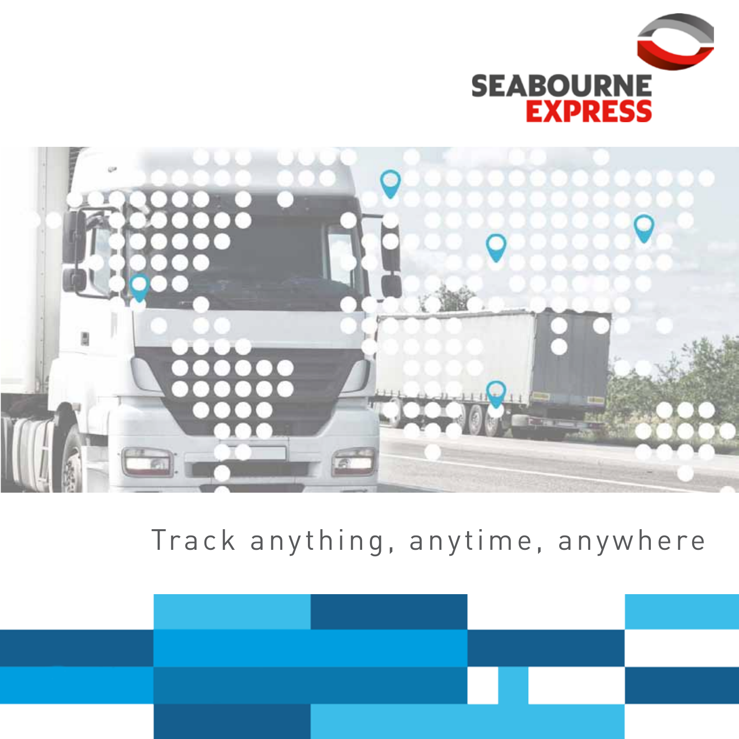SEABOURNE EXPRESS

# Track anything, anytime, anywhere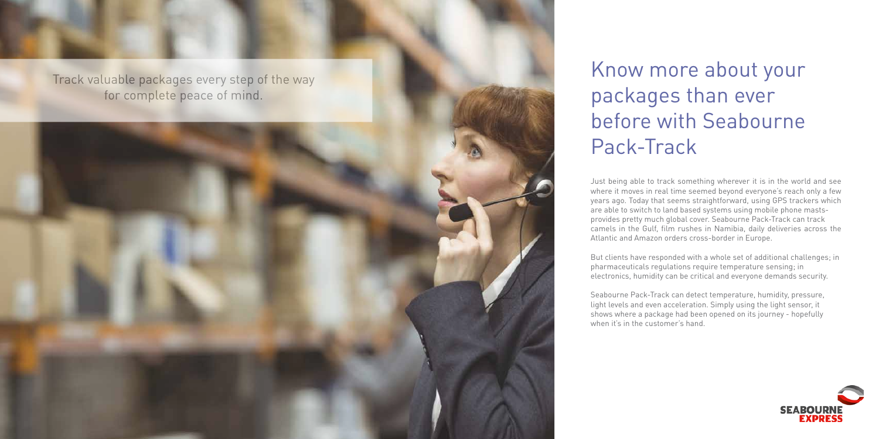Track valuable packages every step of the way for complete peace of mind.

# Know more about your packages than ever before with Seabourne Pack-Track

Just being able to track something wherever it is in the world and see where it moves in real time seemed beyond everyone's reach only a few years ago. Today that seems straightforward, using GPS trackers which are able to switch to land based systems using mobile phone masts-provides pretty much global cover. Seabourne Pack-Track can track camels in the Gulf, film rushes in Namibia, daily deliveries across the Atlantic and Amazon orders cross-border in Europe.

But clients have responded with a whole set of additional challenges; in pharmaceuticals regulations require temperature sensing; in electronics, humidity can be critical and everyone demands security.

Seabourne Pack-Track can detect temperature, humidity, pressure, light levels and even acceleration. Simply using the light sensor, it shows where a package had been opened on its journey - hopefully when it's in the customer's hand.

SEABOURNE EXPRESS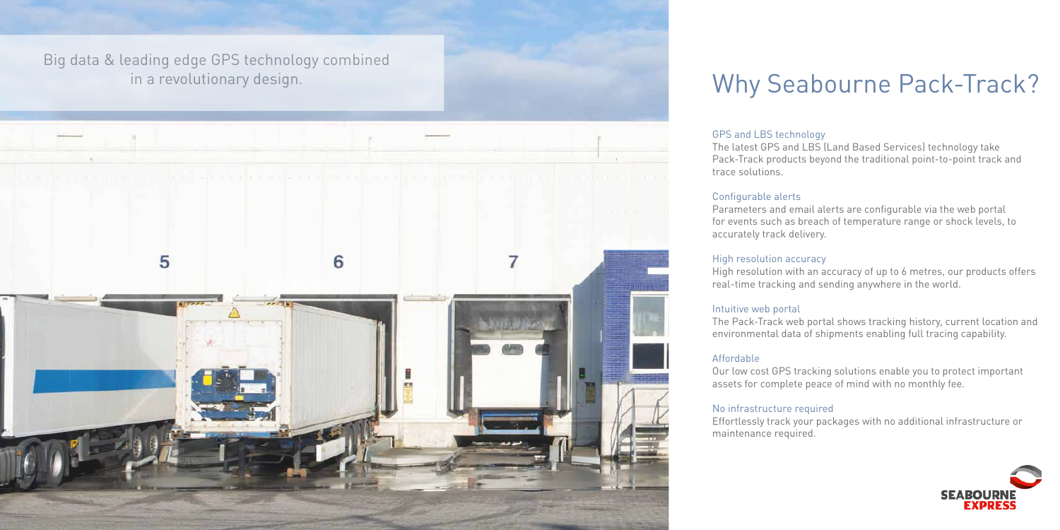Big data & leading edge GPS technology combined in a revolutionary design.

# Why Seabourne Pack-Track?

### GPS and LBS technology

The latest GPS and LBS (Land Based Services) technology take Pack-Track products beyond the traditional point-to-point track and trace solutions.

### Configurable alerts

Parameters and email alerts are configurable via the web portal for events such as breach of temperature range or shock levels, to accurately track delivery.

### High resolution accuracy

High resolution with an accuracy of up to 6 metres, our products offers real-time tracking and sending anywhere in the world.

### Intuitive web portal

The Pack-Track web portal shows tracking history, current location and environmental data of shipments enabling full tracing capability.

### Affordable

Our low cost GPS tracking solutions enable you to protect important assets for complete peace of mind with no monthly fee.

### No infrastructure required

Effortlessly track your packages with no additional infrastructure or maintenance required.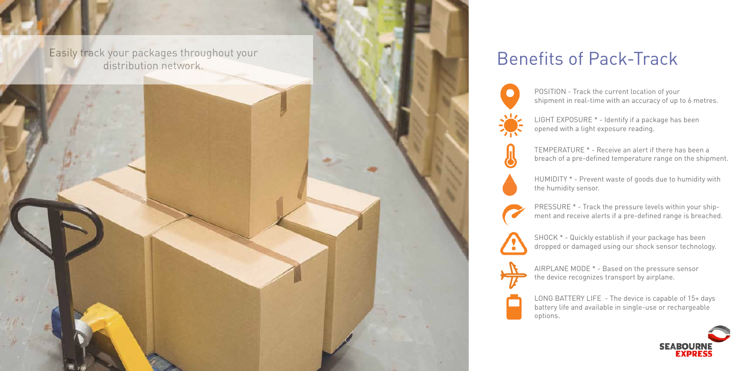Easily track your packages throughout your distribution network.

# Benefits of Pack-Track

POSITION - Track the current location of your shipment in real-time with an accuracy of up to 6 metres.

LIGHT EXPOSURE * - Identify if a package has been opened with a light exposure reading.

TEMPERATURE * - Receive an alert if there has been a breach of a pre-defined temperature range on the shipment.

HUMIDITY * - Prevent waste of goods due to humidity with the humidity sensor.

PRESSURE * - Track the pressure levels within your shipment and receive alerts if a pre-defined range is breached.

SHOCK * - Quickly establish if your package has been dropped or damaged using our shock sensor technology.

AIRPLANE MODE * - Based on the pressure sensor the device recognizes transport by airplane.

LONG BATTERY LIFE - The device is capable of 15+ days battery life and available in single-use or rechargeable options.

SEABOURNE EXPRESS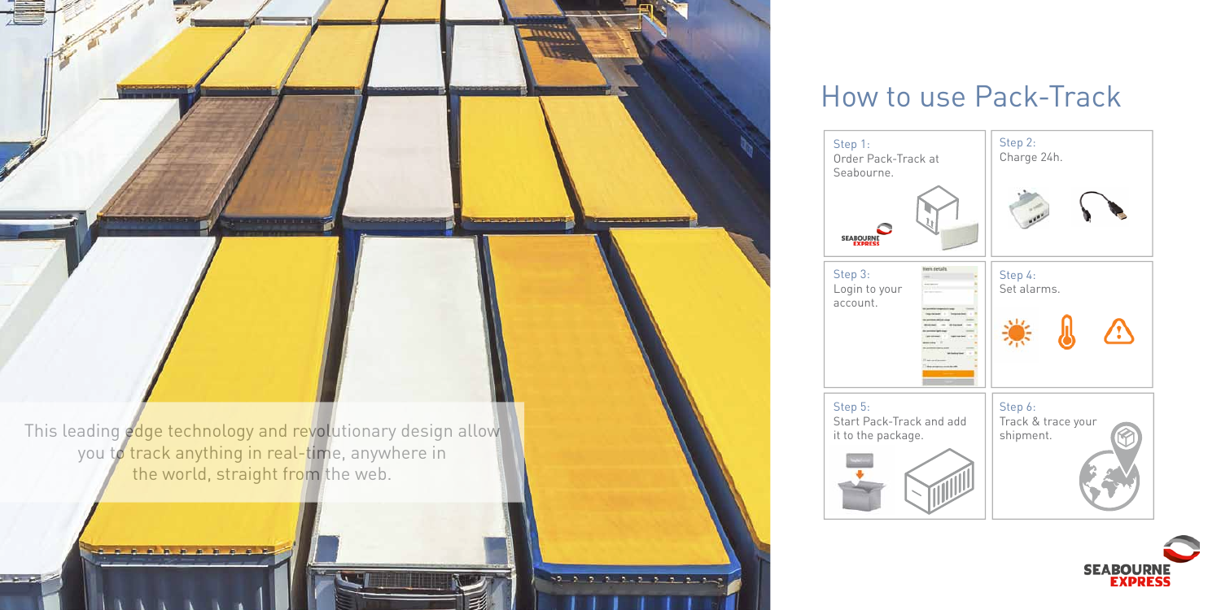This leading edge technology and revolutionary design allow you to track anything in real-time, anywhere in the world, straight from the web.

# How to use Pack-Track

Step 1:
Order Pack-Track at Seabourne.

Step 2:
Charge 24h.

Step 3:
Login to your account.

Step 4:
Set alarms.

Step 5:
Start Pack-Track and add it to the package.

Step 6:
Track & trace your shipment.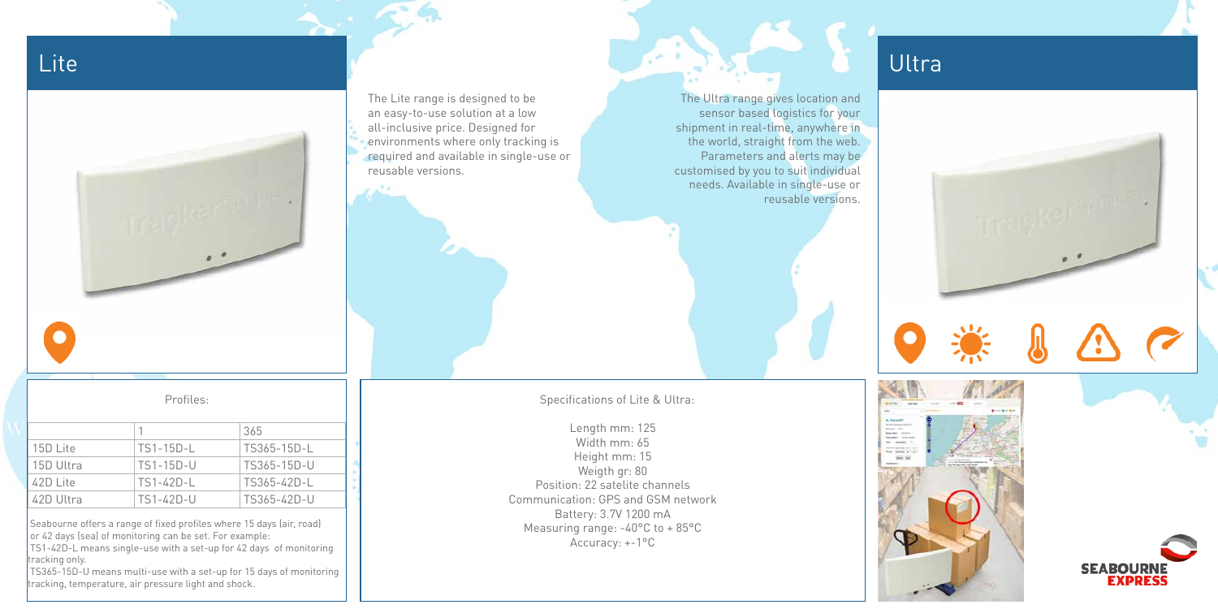## Lite

The Lite range is designed to be an easy-to-use solution at a low all-inclusive price. Designed for environments where only tracking is required and available in single-use or reusable versions.

## Ultra

The Ultra range gives location and sensor based logistics for your shipment in real-time, anywhere in the world, straight from the web. Parameters and alerts may be customised by you to suit individual needs. Available in single-use or reusable versions.

Profiles:

| | 1 | 365 |
|---|---|---|
| 15D Lite | TS1-15D-L | TS365-15D-L |
| 15D Ultra | TS1-15D-U | TS365-15D-U |
| 42D Lite | TS1-42D-L | TS365-42D-L |
| 42D Ultra | TS1-42D-U | TS365-42D-U |

Seabourne offers a range of fixed profiles where 15 days (air, road) or 42 days (sea) of monitoring can be set. For example:
TS1-42D-L means single-use with a set-up for 42 days of monitoring tracking only.
TS365-15D-U means multi-use with a set-up for 15 days of monitoring tracking, temperature, air pressure light and shock.

Specifications of Lite & Ultra:

Length mm: 125
Width mm: 65
Height mm: 15
Weigth gr: 80
Position: 22 satelite channels
Communication: GPS and GSM network
Battery: 3.7V 1200 mA
Measuring range: -40°C to + 85°C
Accuracy: +-1°C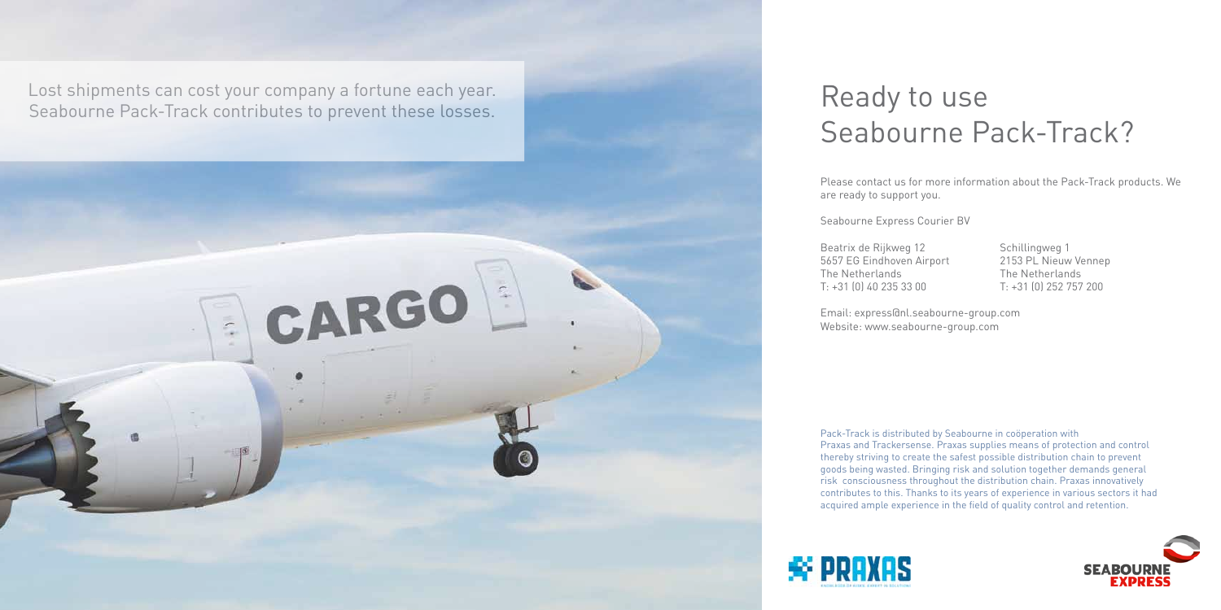Lost shipments can cost your company a fortune each year.
Seabourne Pack-Track contributes to prevent these losses.

# Ready to use Seabourne Pack-Track?

Please contact us for more information about the Pack-Track products. We are ready to support you.

Seabourne Express Courier BV

Beatrix de Rijkweg 12
5657 EG Eindhoven Airport
The Netherlands
T: +31 (0) 40 235 33 00

Schillingweg 1
2153 PL Nieuw Vennep
The Netherlands
T: +31 (0) 252 757 200

Email: express@nl.seabourne-group.com
Website: www.seabourne-group.com

Pack-Track is distributed by Seabourne in coöperation with Praxas and Trackersense. Praxas supplies means of protection and control thereby striving to create the safest possible distribution chain to prevent goods being wasted. Bringing risk and solution together demands general risk consciousness throughout the distribution chain. Praxas innovatively contributes to this. Thanks to its years of experience in various sectors it had acquired ample experience in the field of quality control and retention.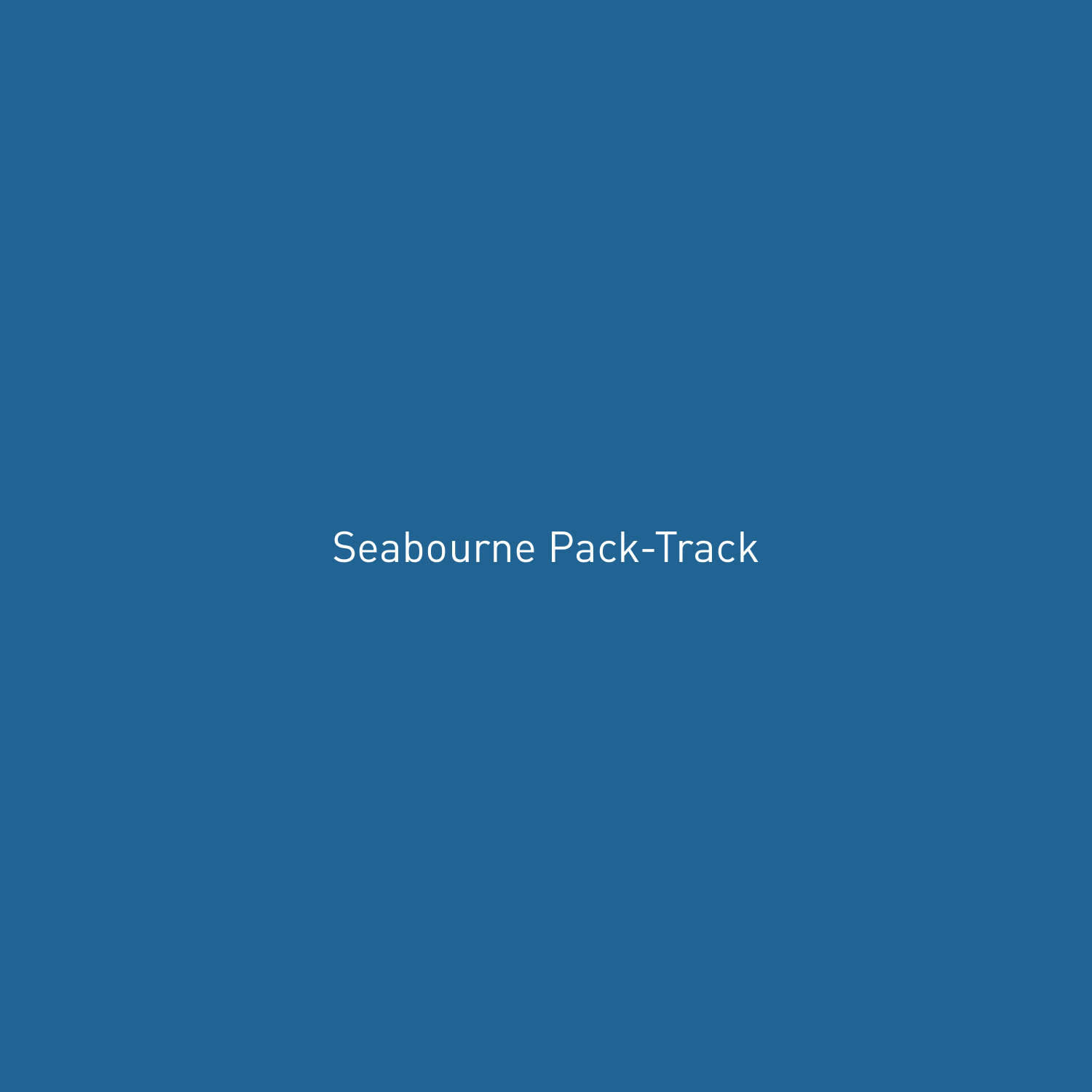Seabourne Pack-Track